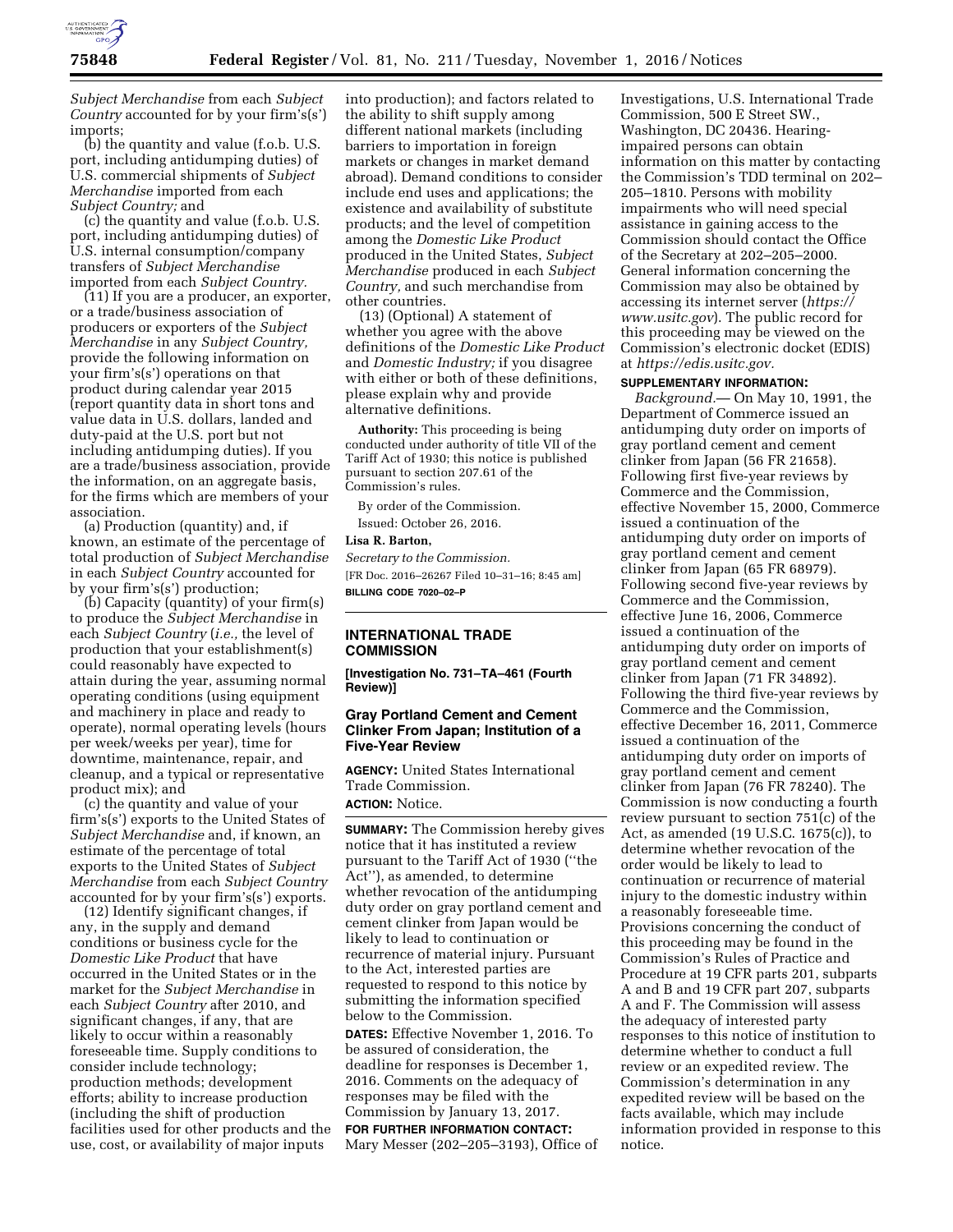*Subject Merchandise* from each *Subject Country* accounted for by your firm's(s') imports;

(b) the quantity and value (f.o.b. U.S. port, including antidumping duties) of U.S. commercial shipments of *Subject Merchandise* imported from each *Subject Country;* and

(c) the quantity and value (f.o.b. U.S. port, including antidumping duties) of U.S. internal consumption/company transfers of *Subject Merchandise* imported from each *Subject Country.*

(11) If you are a producer, an exporter, or a trade/business association of producers or exporters of the *Subject Merchandise* in any *Subject Country,* provide the following information on your firm's(s') operations on that product during calendar year 2015 (report quantity data in short tons and value data in U.S. dollars, landed and duty-paid at the U.S. port but not including antidumping duties). If you are a trade/business association, provide the information, on an aggregate basis, for the firms which are members of your association.

(a) Production (quantity) and, if known, an estimate of the percentage of total production of *Subject Merchandise* in each *Subject Country* accounted for by your firm's(s') production;

(b) Capacity (quantity) of your firm(s) to produce the *Subject Merchandise* in each *Subject Country* (*i.e.,* the level of production that your establishment(s) could reasonably have expected to attain during the year, assuming normal operating conditions (using equipment and machinery in place and ready to operate), normal operating levels (hours per week/weeks per year), time for downtime, maintenance, repair, and cleanup, and a typical or representative product mix); and

(c) the quantity and value of your firm's(s') exports to the United States of *Subject Merchandise* and, if known, an estimate of the percentage of total exports to the United States of *Subject Merchandise* from each *Subject Country* accounted for by your firm's(s') exports.

(12) Identify significant changes, if any, in the supply and demand conditions or business cycle for the *Domestic Like Product* that have occurred in the United States or in the market for the *Subject Merchandise* in each *Subject Country* after 2010, and significant changes, if any, that are likely to occur within a reasonably foreseeable time. Supply conditions to consider include technology; production methods; development efforts; ability to increase production (including the shift of production facilities used for other products and the use, cost, or availability of major inputs into production); and factors related to the ability to shift supply among different national markets (including barriers to importation in foreign markets or changes in market demand abroad). Demand conditions to consider include end uses and applications; the existence and availability of substitute products; and the level of competition among the *Domestic Like Product* produced in the United States, *Subject Merchandise* produced in each *Subject Country,* and such merchandise from other countries.

(13) (Optional) A statement of whether you agree with the above definitions of the *Domestic Like Product* and *Domestic Industry;* if you disagree with either or both of these definitions, please explain why and provide alternative definitions.

**Authority:** This proceeding is being conducted under authority of title VII of the Tariff Act of 1930; this notice is published pursuant to section 207.61 of the Commission's rules.

By order of the Commission.

Issued: October 26, 2016.

**Lisa R. Barton,**

*Secretary to the Commission.*

[FR Doc. 2016–26267 Filed 10–31–16; 8:45 am]

**BILLING CODE 7020–02–P**

## INTERNATIONAL TRADE COMMISSION

**[Investigation No. 731–TA–461 (Fourth Review)]**

### Gray Portland Cement and Cement Clinker From Japan; Institution of a Five-Year Review

**AGENCY:** United States International Trade Commission.

**ACTION:** Notice.

**SUMMARY:** The Commission hereby gives notice that it has instituted a review pursuant to the Tariff Act of 1930 (''the Act''), as amended, to determine whether revocation of the antidumping duty order on gray portland cement and cement clinker from Japan would be likely to lead to continuation or recurrence of material injury. Pursuant to the Act, interested parties are requested to respond to this notice by submitting the information specified below to the Commission.

**DATES:** Effective November 1, 2016. To be assured of consideration, the deadline for responses is December 1, 2016. Comments on the adequacy of responses may be filed with the Commission by January 13, 2017.

**FOR FURTHER INFORMATION CONTACT:** Mary Messer (202–205–3193), Office of Investigations, U.S. International Trade Commission, 500 E Street SW., Washington, DC 20436. Hearing-impaired persons can obtain information on this matter by contacting the Commission's TDD terminal on 202–205–1810. Persons with mobility impairments who will need special assistance in gaining access to the Commission should contact the Office of the Secretary at 202–205–2000. General information concerning the Commission may also be obtained by accessing its internet server (*https://www.usitc.gov*). The public record for this proceeding may be viewed on the Commission's electronic docket (EDIS) at *https://edis.usitc.gov.*

**SUPPLEMENTARY INFORMATION:**

*Background.*— On May 10, 1991, the Department of Commerce issued an antidumping duty order on imports of gray portland cement and cement clinker from Japan (56 FR 21658). Following first five-year reviews by Commerce and the Commission, effective November 15, 2000, Commerce issued a continuation of the antidumping duty order on imports of gray portland cement and cement clinker from Japan (65 FR 68979). Following second five-year reviews by Commerce and the Commission, effective June 16, 2006, Commerce issued a continuation of the antidumping duty order on imports of gray portland cement and cement clinker from Japan (71 FR 34892). Following the third five-year reviews by Commerce and the Commission, effective December 16, 2011, Commerce issued a continuation of the antidumping duty order on imports of gray portland cement and cement clinker from Japan (76 FR 78240). The Commission is now conducting a fourth review pursuant to section 751(c) of the Act, as amended (19 U.S.C. 1675(c)), to determine whether revocation of the order would be likely to lead to continuation or recurrence of material injury to the domestic industry within a reasonably foreseeable time. Provisions concerning the conduct of this proceeding may be found in the Commission's Rules of Practice and Procedure at 19 CFR parts 201, subparts A and B and 19 CFR part 207, subparts A and F. The Commission will assess the adequacy of interested party responses to this notice of institution to determine whether to conduct a full review or an expedited review. The Commission's determination in any expedited review will be based on the facts available, which may include information provided in response to this notice.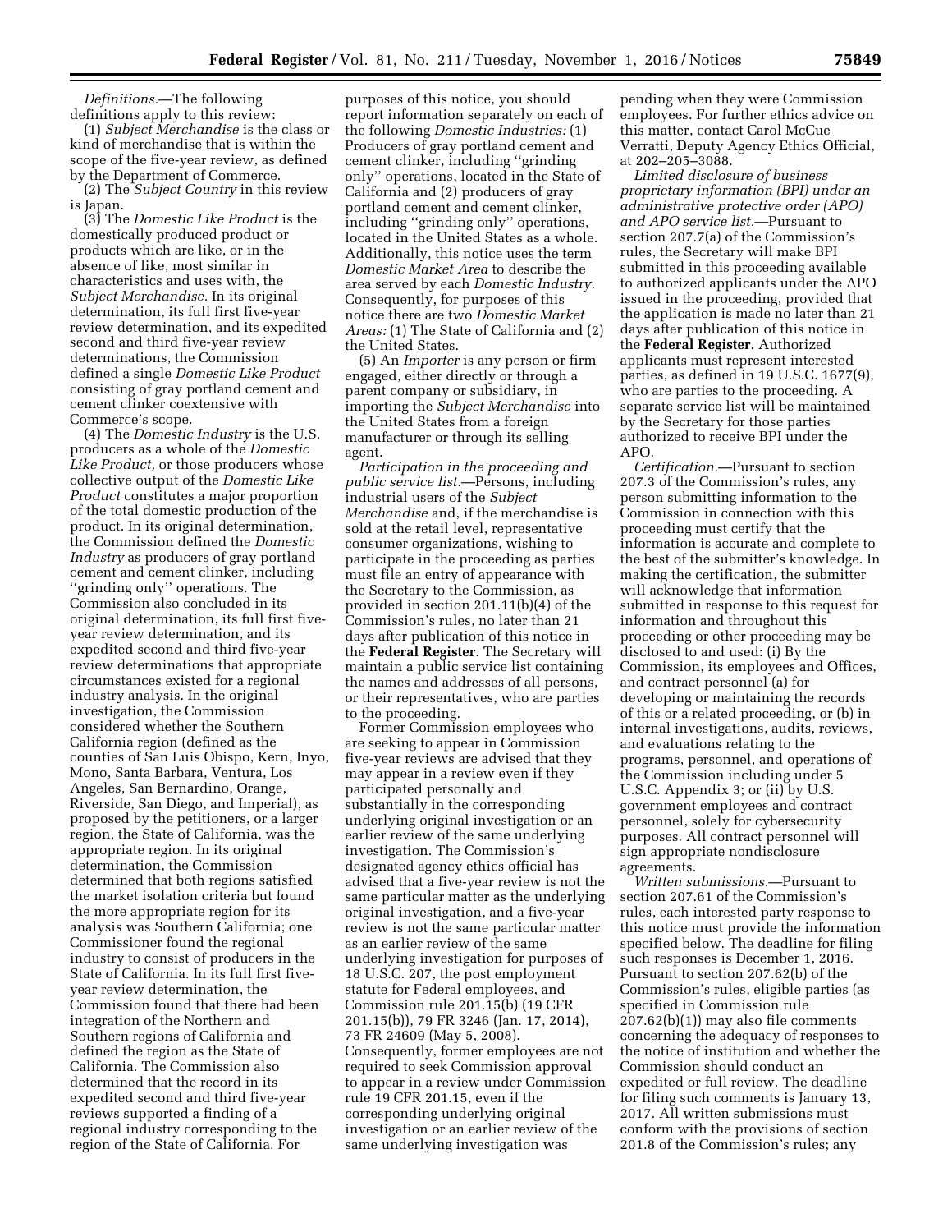*Definitions.*—The following definitions apply to this review:

(1) *Subject Merchandise* is the class or kind of merchandise that is within the scope of the five-year review, as defined by the Department of Commerce.

(2) The *Subject Country* in this review is Japan.

(3) The *Domestic Like Product* is the domestically produced product or products which are like, or in the absence of like, most similar in characteristics and uses with, the *Subject Merchandise.* In its original determination, its full first five-year review determination, and its expedited second and third five-year review determinations, the Commission defined a single *Domestic Like Product* consisting of gray portland cement and cement clinker coextensive with Commerce's scope.

(4) The *Domestic Industry* is the U.S. producers as a whole of the *Domestic Like Product,* or those producers whose collective output of the *Domestic Like Product* constitutes a major proportion of the total domestic production of the product. In its original determination, the Commission defined the *Domestic Industry* as producers of gray portland cement and cement clinker, including "grinding only" operations. The Commission also concluded in its original determination, its full first five-year review determination, and its expedited second and third five-year review determinations that appropriate circumstances existed for a regional industry analysis. In the original investigation, the Commission considered whether the Southern California region (defined as the counties of San Luis Obispo, Kern, Inyo, Mono, Santa Barbara, Ventura, Los Angeles, San Bernardino, Orange, Riverside, San Diego, and Imperial), as proposed by the petitioners, or a larger region, the State of California, was the appropriate region. In its original determination, the Commission determined that both regions satisfied the market isolation criteria but found the more appropriate region for its analysis was Southern California; one Commissioner found the regional industry to consist of producers in the State of California. In its full first five-year review determination, the Commission found that there had been integration of the Northern and Southern regions of California and defined the region as the State of California. The Commission also determined that the record in its expedited second and third five-year reviews supported a finding of a regional industry corresponding to the region of the State of California. For purposes of this notice, you should report information separately on each of the following *Domestic Industries:* (1) Producers of gray portland cement and cement clinker, including "grinding only" operations, located in the State of California and (2) producers of gray portland cement and cement clinker, including "grinding only" operations, located in the United States as a whole. Additionally, this notice uses the term *Domestic Market Area* to describe the area served by each *Domestic Industry.* Consequently, for purposes of this notice there are two *Domestic Market Areas:* (1) The State of California and (2) the United States.

(5) An *Importer* is any person or firm engaged, either directly or through a parent company or subsidiary, in importing the *Subject Merchandise* into the United States from a foreign manufacturer or through its selling agent.

*Participation in the proceeding and public service list.*—Persons, including industrial users of the *Subject Merchandise* and, if the merchandise is sold at the retail level, representative consumer organizations, wishing to participate in the proceeding as parties must file an entry of appearance with the Secretary to the Commission, as provided in section 201.11(b)(4) of the Commission's rules, no later than 21 days after publication of this notice in the **Federal Register**. The Secretary will maintain a public service list containing the names and addresses of all persons, or their representatives, who are parties to the proceeding.

Former Commission employees who are seeking to appear in Commission five-year reviews are advised that they may appear in a review even if they participated personally and substantially in the corresponding underlying original investigation or an earlier review of the same underlying investigation. The Commission's designated agency ethics official has advised that a five-year review is not the same particular matter as the underlying original investigation, and a five-year review is not the same particular matter as an earlier review of the same underlying investigation for purposes of 18 U.S.C. 207, the post employment statute for Federal employees, and Commission rule 201.15(b) (19 CFR 201.15(b)), 79 FR 3246 (Jan. 17, 2014), 73 FR 24609 (May 5, 2008). Consequently, former employees are not required to seek Commission approval to appear in a review under Commission rule 19 CFR 201.15, even if the corresponding underlying original investigation or an earlier review of the same underlying investigation was pending when they were Commission employees. For further ethics advice on this matter, contact Carol McCue Verratti, Deputy Agency Ethics Official, at 202–205–3088.

*Limited disclosure of business proprietary information (BPI) under an administrative protective order (APO) and APO service list.*—Pursuant to section 207.7(a) of the Commission's rules, the Secretary will make BPI submitted in this proceeding available to authorized applicants under the APO issued in the proceeding, provided that the application is made no later than 21 days after publication of this notice in the **Federal Register**. Authorized applicants must represent interested parties, as defined in 19 U.S.C. 1677(9), who are parties to the proceeding. A separate service list will be maintained by the Secretary for those parties authorized to receive BPI under the APO.

*Certification.*—Pursuant to section 207.3 of the Commission's rules, any person submitting information to the Commission in connection with this proceeding must certify that the information is accurate and complete to the best of the submitter's knowledge. In making the certification, the submitter will acknowledge that information submitted in response to this request for information and throughout this proceeding or other proceeding may be disclosed to and used: (i) By the Commission, its employees and Offices, and contract personnel (a) for developing or maintaining the records of this or a related proceeding, or (b) in internal investigations, audits, reviews, and evaluations relating to the programs, personnel, and operations of the Commission including under 5 U.S.C. Appendix 3; or (ii) by U.S. government employees and contract personnel, solely for cybersecurity purposes. All contract personnel will sign appropriate nondisclosure agreements.

*Written submissions.*—Pursuant to section 207.61 of the Commission's rules, each interested party response to this notice must provide the information specified below. The deadline for filing such responses is December 1, 2016. Pursuant to section 207.62(b) of the Commission's rules, eligible parties (as specified in Commission rule 207.62(b)(1)) may also file comments concerning the adequacy of responses to the notice of institution and whether the Commission should conduct an expedited or full review. The deadline for filing such comments is January 13, 2017. All written submissions must conform with the provisions of section 201.8 of the Commission's rules; any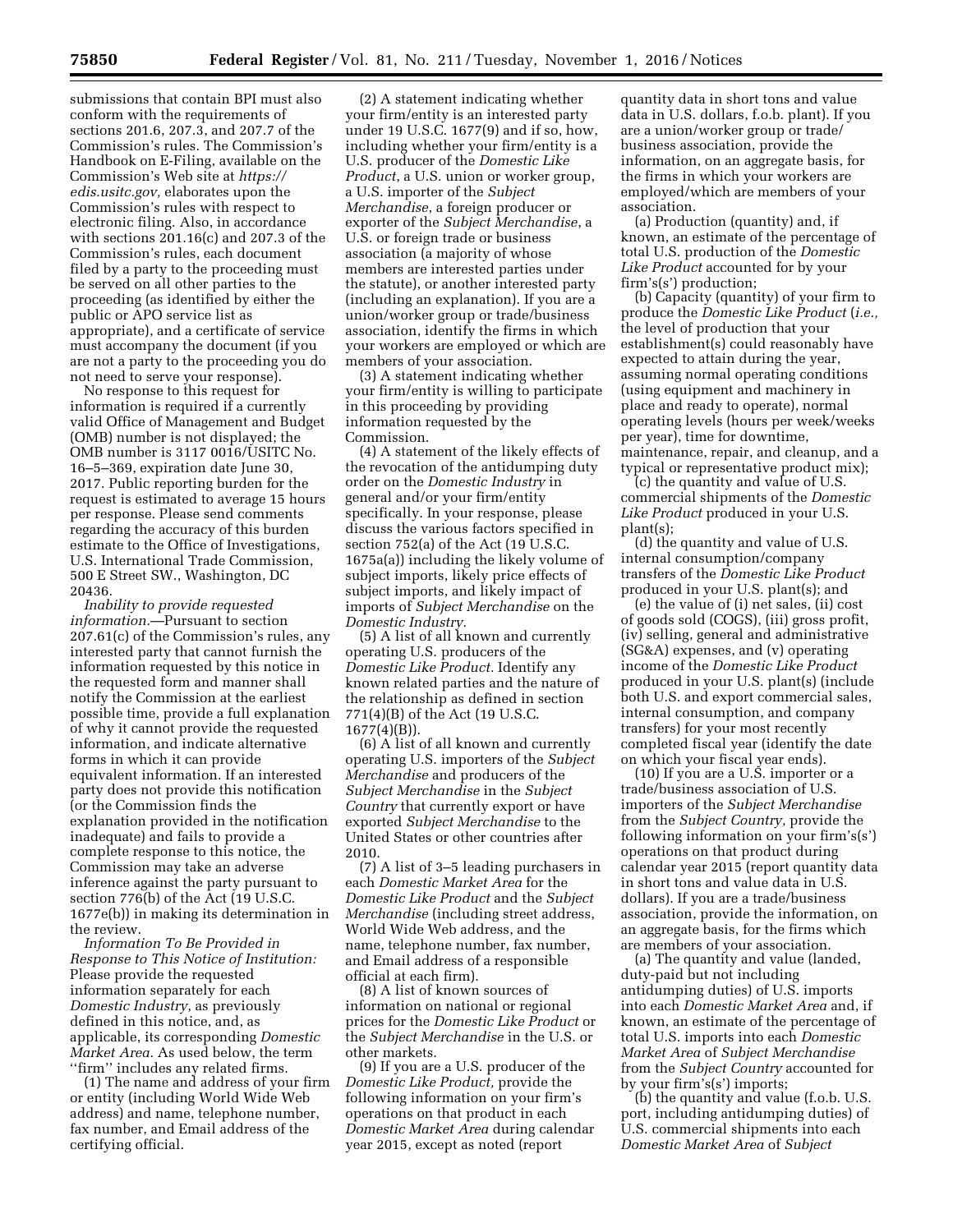submissions that contain BPI must also conform with the requirements of sections 201.6, 207.3, and 207.7 of the Commission's rules. The Commission's Handbook on E-Filing, available on the Commission's Web site at *https://edis.usitc.gov,* elaborates upon the Commission's rules with respect to electronic filing. Also, in accordance with sections 201.16(c) and 207.3 of the Commission's rules, each document filed by a party to the proceeding must be served on all other parties to the proceeding (as identified by either the public or APO service list as appropriate), and a certificate of service must accompany the document (if you are not a party to the proceeding you do not need to serve your response).

No response to this request for information is required if a currently valid Office of Management and Budget (OMB) number is not displayed; the OMB number is 3117 0016/USITC No. 16–5–369, expiration date June 30, 2017. Public reporting burden for the request is estimated to average 15 hours per response. Please send comments regarding the accuracy of this burden estimate to the Office of Investigations, U.S. International Trade Commission, 500 E Street SW., Washington, DC 20436.

*Inability to provide requested information.*—Pursuant to section 207.61(c) of the Commission's rules, any interested party that cannot furnish the information requested by this notice in the requested form and manner shall notify the Commission at the earliest possible time, provide a full explanation of why it cannot provide the requested information, and indicate alternative forms in which it can provide equivalent information. If an interested party does not provide this notification (or the Commission finds the explanation provided in the notification inadequate) and fails to provide a complete response to this notice, the Commission may take an adverse inference against the party pursuant to section 776(b) of the Act (19 U.S.C. 1677e(b)) in making its determination in the review.

*Information To Be Provided in Response to This Notice of Institution:* Please provide the requested information separately for each *Domestic Industry*, as previously defined in this notice, and, as applicable, its corresponding *Domestic Market Area.* As used below, the term "firm" includes any related firms.

(1) The name and address of your firm or entity (including World Wide Web address) and name, telephone number, fax number, and Email address of the certifying official.

(2) A statement indicating whether your firm/entity is an interested party under 19 U.S.C. 1677(9) and if so, how, including whether your firm/entity is a U.S. producer of the *Domestic Like Product*, a U.S. union or worker group, a U.S. importer of the *Subject Merchandise*, a foreign producer or exporter of the *Subject Merchandise*, a U.S. or foreign trade or business association (a majority of whose members are interested parties under the statute), or another interested party (including an explanation). If you are a union/worker group or trade/business association, identify the firms in which your workers are employed or which are members of your association.

(3) A statement indicating whether your firm/entity is willing to participate in this proceeding by providing information requested by the Commission.

(4) A statement of the likely effects of the revocation of the antidumping duty order on the *Domestic Industry* in general and/or your firm/entity specifically. In your response, please discuss the various factors specified in section 752(a) of the Act (19 U.S.C. 1675a(a)) including the likely volume of subject imports, likely price effects of subject imports, and likely impact of imports of *Subject Merchandise* on the *Domestic Industry.*

(5) A list of all known and currently operating U.S. producers of the *Domestic Like Product.* Identify any known related parties and the nature of the relationship as defined in section 771(4)(B) of the Act (19 U.S.C. 1677(4)(B)).

(6) A list of all known and currently operating U.S. importers of the *Subject Merchandise* and producers of the *Subject Merchandise* in the *Subject Country* that currently export or have exported *Subject Merchandise* to the United States or other countries after 2010.

(7) A list of 3–5 leading purchasers in each *Domestic Market Area* for the *Domestic Like Product* and the *Subject Merchandise* (including street address, World Wide Web address, and the name, telephone number, fax number, and Email address of a responsible official at each firm).

(8) A list of known sources of information on national or regional prices for the *Domestic Like Product* or the *Subject Merchandise* in the U.S. or other markets.

(9) If you are a U.S. producer of the *Domestic Like Product,* provide the following information on your firm's operations on that product in each *Domestic Market Area* during calendar year 2015, except as noted (report quantity data in short tons and value data in U.S. dollars, f.o.b. plant). If you are a union/worker group or trade/business association, provide the information, on an aggregate basis, for the firms in which your workers are employed/which are members of your association.

(a) Production (quantity) and, if known, an estimate of the percentage of total U.S. production of the *Domestic Like Product* accounted for by your firm's(s') production;

(b) Capacity (quantity) of your firm to produce the *Domestic Like Product* (*i.e.,* the level of production that your establishment(s) could reasonably have expected to attain during the year, assuming normal operating conditions (using equipment and machinery in place and ready to operate), normal operating levels (hours per week/weeks per year), time for downtime, maintenance, repair, and cleanup, and a typical or representative product mix);

(c) the quantity and value of U.S. commercial shipments of the *Domestic Like Product* produced in your U.S. plant(s);

(d) the quantity and value of U.S. internal consumption/company transfers of the *Domestic Like Product* produced in your U.S. plant(s); and

(e) the value of (i) net sales, (ii) cost of goods sold (COGS), (iii) gross profit, (iv) selling, general and administrative (SG&A) expenses, and (v) operating income of the *Domestic Like Product* produced in your U.S. plant(s) (include both U.S. and export commercial sales, internal consumption, and company transfers) for your most recently completed fiscal year (identify the date on which your fiscal year ends).

(10) If you are a U.S. importer or a trade/business association of U.S. importers of the *Subject Merchandise* from the *Subject Country,* provide the following information on your firm's(s') operations on that product during calendar year 2015 (report quantity data in short tons and value data in U.S. dollars). If you are a trade/business association, provide the information, on an aggregate basis, for the firms which are members of your association.

(a) The quantity and value (landed, duty-paid but not including antidumping duties) of U.S. imports into each *Domestic Market Area* and, if known, an estimate of the percentage of total U.S. imports into each *Domestic Market Area* of *Subject Merchandise* from the *Subject Country* accounted for by your firm's(s') imports;

(b) the quantity and value (f.o.b. U.S. port, including antidumping duties) of U.S. commercial shipments into each *Domestic Market Area* of *Subject*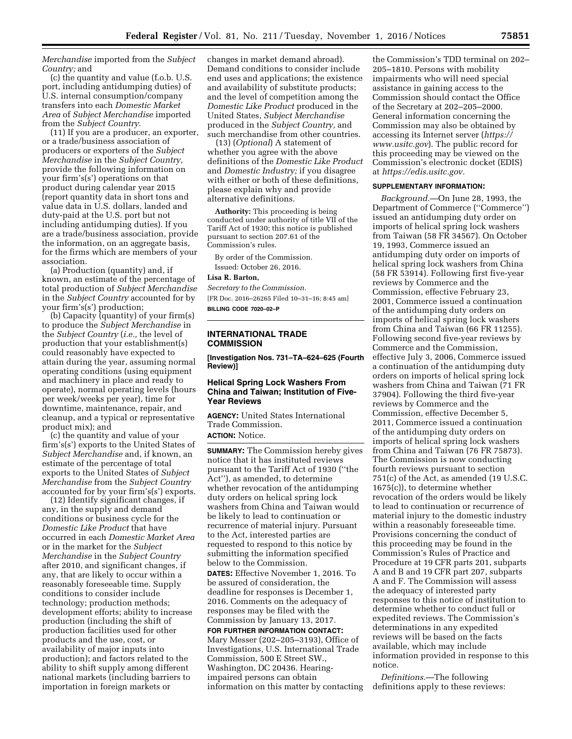*Merchandise* imported from the *Subject Country;* and

(c) the quantity and value (f.o.b. U.S. port, including antidumping duties) of U.S. internal consumption/company transfers into each *Domestic Market Area* of *Subject Merchandise* imported from the *Subject Country.*

(11) If you are a producer, an exporter, or a trade/business association of producers or exporters of the *Subject Merchandise* in the *Subject Country,* provide the following information on your firm's(s') operations on that product during calendar year 2015 (report quantity data in short tons and value data in U.S. dollars, landed and duty-paid at the U.S. port but not including antidumping duties). If you are a trade/business association, provide the information, on an aggregate basis, for the firms which are members of your association.

(a) Production (quantity) and, if known, an estimate of the percentage of total production of *Subject Merchandise* in the *Subject Country* accounted for by your firm's(s') production;

(b) Capacity (quantity) of your firm(s) to produce the *Subject Merchandise* in the *Subject Country* (*i.e.,* the level of production that your establishment(s) could reasonably have expected to attain during the year, assuming normal operating conditions (using equipment and machinery in place and ready to operate), normal operating levels (hours per week/weeks per year), time for downtime, maintenance, repair, and cleanup, and a typical or representative product mix); and

(c) the quantity and value of your firm's(s') exports to the United States of *Subject Merchandise* and, if known, an estimate of the percentage of total exports to the United States of *Subject Merchandise* from the *Subject Country* accounted for by your firm's(s') exports.

(12) Identify significant changes, if any, in the supply and demand conditions or business cycle for the *Domestic Like Product* that have occurred in each *Domestic Market Area* or in the market for the *Subject Merchandise* in the *Subject Country* after 2010, and significant changes, if any, that are likely to occur within a reasonably foreseeable time. Supply conditions to consider include technology; production methods; development efforts; ability to increase production (including the shift of production facilities used for other products and the use, cost, or availability of major inputs into production); and factors related to the ability to shift supply among different national markets (including barriers to importation in foreign markets or changes in market demand abroad). Demand conditions to consider include end uses and applications; the existence and availability of substitute products; and the level of competition among the *Domestic Like Product* produced in the United States, *Subject Merchandise* produced in the *Subject Country,* and such merchandise from other countries.

(13) (*Optional*) A statement of whether you agree with the above definitions of the *Domestic Like Product* and *Domestic Industry;* if you disagree with either or both of these definitions, please explain why and provide alternative definitions.

**Authority:** This proceeding is being conducted under authority of title VII of the Tariff Act of 1930; this notice is published pursuant to section 207.61 of the Commission's rules.

By order of the Commission.

Issued: October 26, 2016.

**Lisa R. Barton,**

*Secretary to the Commission.*

[FR Doc. 2016–26265 Filed 10–31–16; 8:45 am]

**BILLING CODE 7020–02–P**

---

## INTERNATIONAL TRADE COMMISSION

**[Investigation Nos. 731–TA–624–625 (Fourth Review)]**

## Helical Spring Lock Washers From China and Taiwan; Institution of Five-Year Reviews

**AGENCY:** United States International Trade Commission.

**ACTION:** Notice.

**SUMMARY:** The Commission hereby gives notice that it has instituted reviews pursuant to the Tariff Act of 1930 (''the Act''), as amended, to determine whether revocation of the antidumping duty orders on helical spring lock washers from China and Taiwan would be likely to lead to continuation or recurrence of material injury. Pursuant to the Act, interested parties are requested to respond to this notice by submitting the information specified below to the Commission.

**DATES:** Effective November 1, 2016. To be assured of consideration, the deadline for responses is December 1, 2016. Comments on the adequacy of responses may be filed with the Commission by January 13, 2017.

**FOR FURTHER INFORMATION CONTACT:** Mary Messer (202–205–3193), Office of Investigations, U.S. International Trade Commission, 500 E Street SW., Washington, DC 20436. Hearing-impaired persons can obtain information on this matter by contacting the Commission's TDD terminal on 202–205–1810. Persons with mobility impairments who will need special assistance in gaining access to the Commission should contact the Office of the Secretary at 202–205–2000. General information concerning the Commission may also be obtained by accessing its Internet server (*https://www.usitc.gov*). The public record for this proceeding may be viewed on the Commission's electronic docket (EDIS) at *https://edis.usitc.gov.*

**SUPPLEMENTARY INFORMATION:**

*Background.*—On June 28, 1993, the Department of Commerce (''Commerce'') issued an antidumping duty order on imports of helical spring lock washers from Taiwan (58 FR 34567). On October 19, 1993, Commerce issued an antidumping duty order on imports of helical spring lock washers from China (58 FR 53914). Following first five-year reviews by Commerce and the Commission, effective February 23, 2001, Commerce issued a continuation of the antidumping duty orders on imports of helical spring lock washers from China and Taiwan (66 FR 11255). Following second five-year reviews by Commerce and the Commission, effective July 3, 2006, Commerce issued a continuation of the antidumping duty orders on imports of helical spring lock washers from China and Taiwan (71 FR 37904). Following the third five-year reviews by Commerce and the Commission, effective December 5, 2011, Commerce issued a continuation of the antidumping duty orders on imports of helical spring lock washers from China and Taiwan (76 FR 75873). The Commission is now conducting fourth reviews pursuant to section 751(c) of the Act, as amended (19 U.S.C. 1675(c)), to determine whether revocation of the orders would be likely to lead to continuation or recurrence of material injury to the domestic industry within a reasonably foreseeable time. Provisions concerning the conduct of this proceeding may be found in the Commission's Rules of Practice and Procedure at 19 CFR parts 201, subparts A and B and 19 CFR part 207, subparts A and F. The Commission will assess the adequacy of interested party responses to this notice of institution to determine whether to conduct full or expedited reviews. The Commission's determinations in any expedited reviews will be based on the facts available, which may include information provided in response to this notice.

*Definitions.*—The following definitions apply to these reviews: